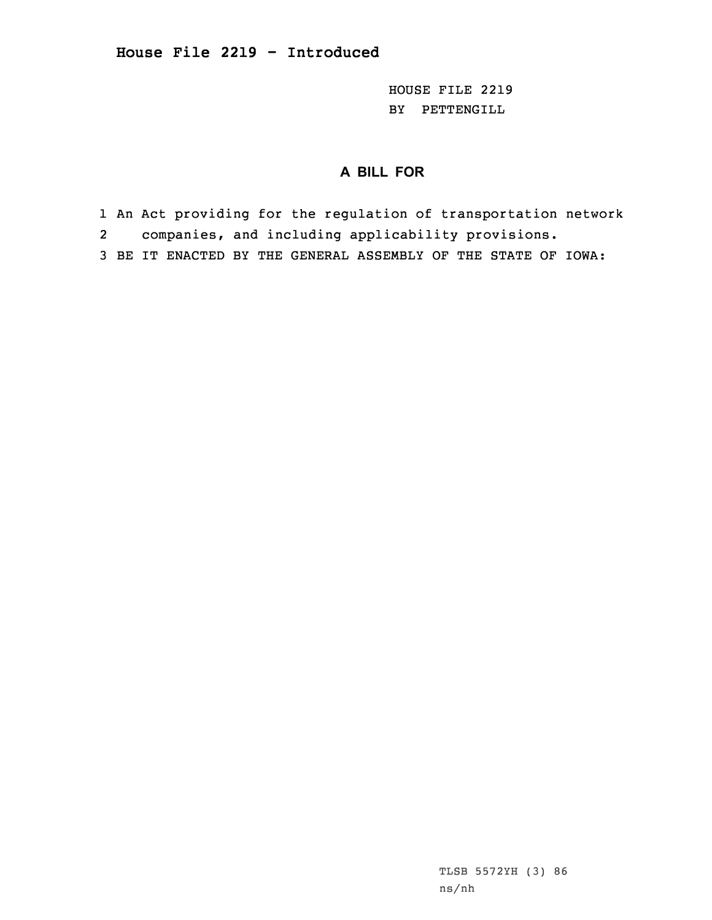# House File 2219 - Introduced

HOUSE FILE 2219
BY PETTENGILL

## A BILL FOR

1 An Act providing for the regulation of transportation network
2 companies, and including applicability provisions.
3 BE IT ENACTED BY THE GENERAL ASSEMBLY OF THE STATE OF IOWA:

TLSB 5572YH (3) 86
ns/nh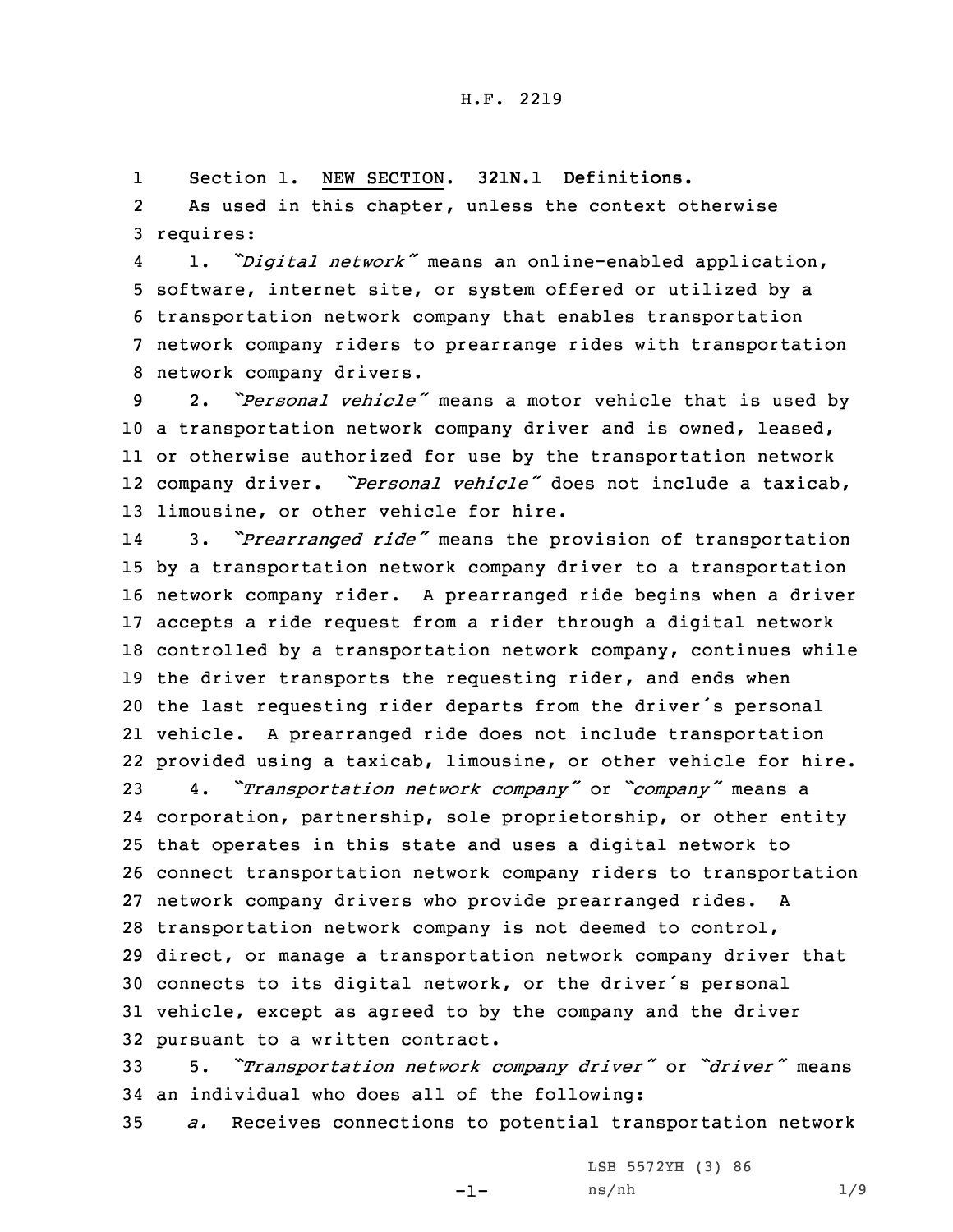Section 1. NEW SECTION. **321N.1 Definitions.**

As used in this chapter, unless the context otherwise requires:

1. *"Digital network"* means an online-enabled application, software, internet site, or system offered or utilized by a transportation network company that enables transportation network company riders to prearrange rides with transportation network company drivers.

2. *"Personal vehicle"* means a motor vehicle that is used by a transportation network company driver and is owned, leased, or otherwise authorized for use by the transportation network company driver. *"Personal vehicle"* does not include a taxicab, limousine, or other vehicle for hire.

3. *"Prearranged ride"* means the provision of transportation by a transportation network company driver to a transportation network company rider. A prearranged ride begins when a driver accepts a ride request from a rider through a digital network controlled by a transportation network company, continues while the driver transports the requesting rider, and ends when the last requesting rider departs from the driver's personal vehicle. A prearranged ride does not include transportation provided using a taxicab, limousine, or other vehicle for hire.

4. *"Transportation network company"* or *"company"* means a corporation, partnership, sole proprietorship, or other entity that operates in this state and uses a digital network to connect transportation network company riders to transportation network company drivers who provide prearranged rides. A transportation network company is not deemed to control, direct, or manage a transportation network company driver that connects to its digital network, or the driver's personal vehicle, except as agreed to by the company and the driver pursuant to a written contract.

5. *"Transportation network company driver"* or *"driver"* means an individual who does all of the following:

*a.* Receives connections to potential transportation network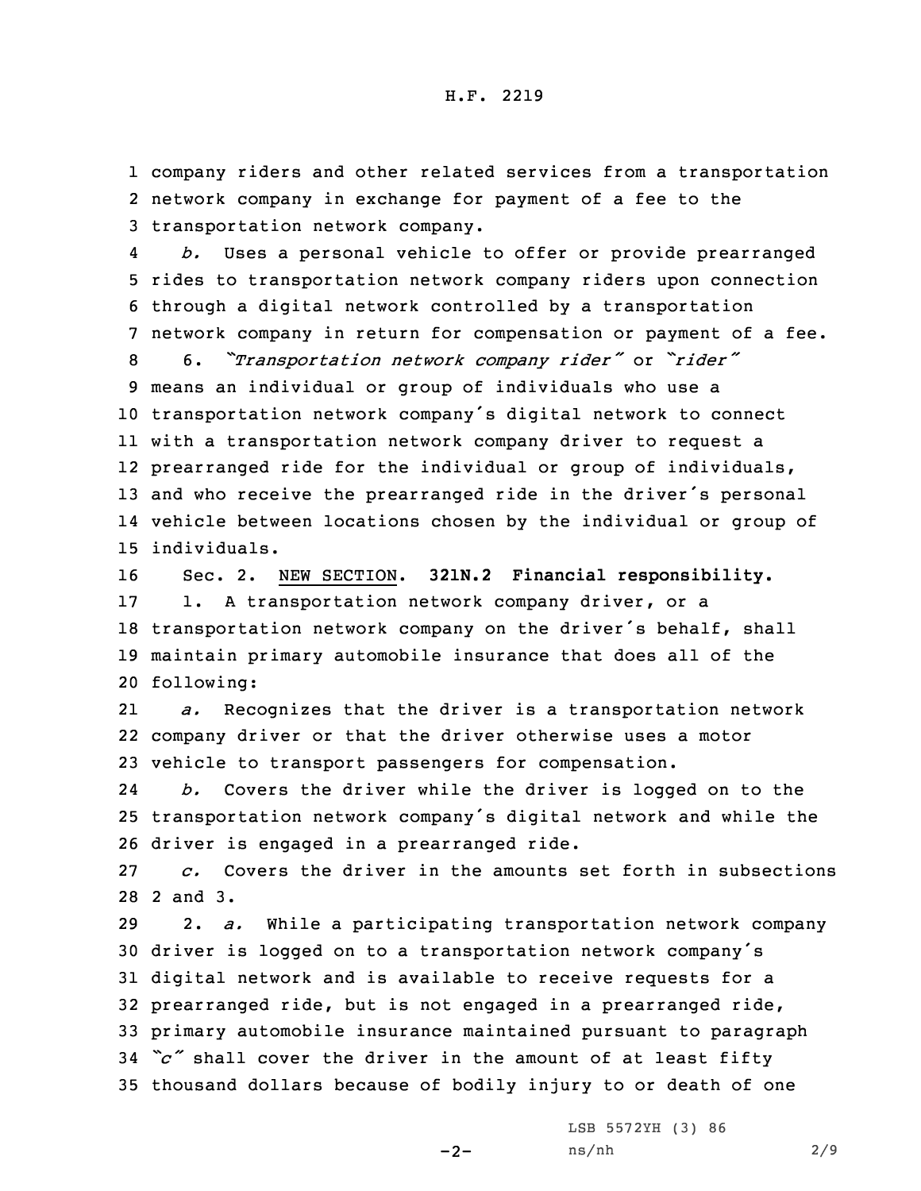company riders and other related services from a transportation network company in exchange for payment of a fee to the transportation network company.

*b.* Uses a personal vehicle to offer or provide prearranged rides to transportation network company riders upon connection through a digital network controlled by a transportation network company in return for compensation or payment of a fee.

6. *"Transportation network company rider"* or *"rider"* means an individual or group of individuals who use a transportation network company's digital network to connect with a transportation network company driver to request a prearranged ride for the individual or group of individuals, and who receive the prearranged ride in the driver's personal vehicle between locations chosen by the individual or group of individuals.

Sec. 2. NEW SECTION. **321N.2 Financial responsibility.**

1. A transportation network company driver, or a transportation network company on the driver's behalf, shall maintain primary automobile insurance that does all of the following:

*a.* Recognizes that the driver is a transportation network company driver or that the driver otherwise uses a motor vehicle to transport passengers for compensation.

*b.* Covers the driver while the driver is logged on to the transportation network company's digital network and while the driver is engaged in a prearranged ride.

*c.* Covers the driver in the amounts set forth in subsections 2 and 3.

2. *a.* While a participating transportation network company driver is logged on to a transportation network company's digital network and is available to receive requests for a prearranged ride, but is not engaged in a prearranged ride, primary automobile insurance maintained pursuant to paragraph *"c"* shall cover the driver in the amount of at least fifty thousand dollars because of bodily injury to or death of one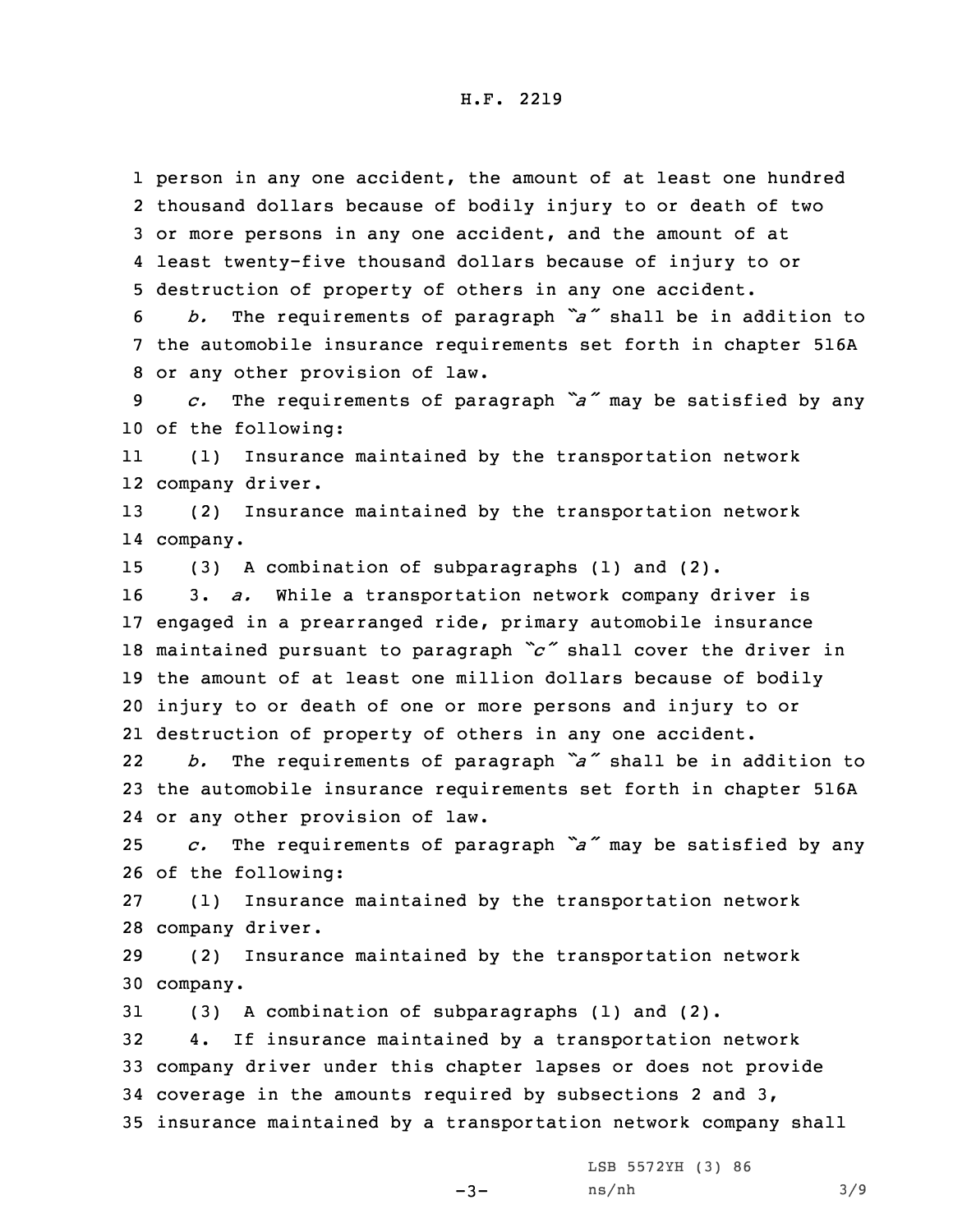person in any one accident, the amount of at least one hundred thousand dollars because of bodily injury to or death of two or more persons in any one accident, and the amount of at least twenty-five thousand dollars because of injury to or destruction of property of others in any one accident.

*b.* The requirements of paragraph *"a"* shall be in addition to the automobile insurance requirements set forth in chapter 516A or any other provision of law.

*c.* The requirements of paragraph *"a"* may be satisfied by any of the following:

(1) Insurance maintained by the transportation network company driver.

(2) Insurance maintained by the transportation network company.

(3) A combination of subparagraphs (1) and (2).

3. *a.* While a transportation network company driver is engaged in a prearranged ride, primary automobile insurance maintained pursuant to paragraph *"c"* shall cover the driver in the amount of at least one million dollars because of bodily injury to or death of one or more persons and injury to or destruction of property of others in any one accident.

*b.* The requirements of paragraph *"a"* shall be in addition to the automobile insurance requirements set forth in chapter 516A or any other provision of law.

*c.* The requirements of paragraph *"a"* may be satisfied by any of the following:

(1) Insurance maintained by the transportation network company driver.

(2) Insurance maintained by the transportation network company.

(3) A combination of subparagraphs (1) and (2).

4. If insurance maintained by a transportation network company driver under this chapter lapses or does not provide coverage in the amounts required by subsections 2 and 3, insurance maintained by a transportation network company shall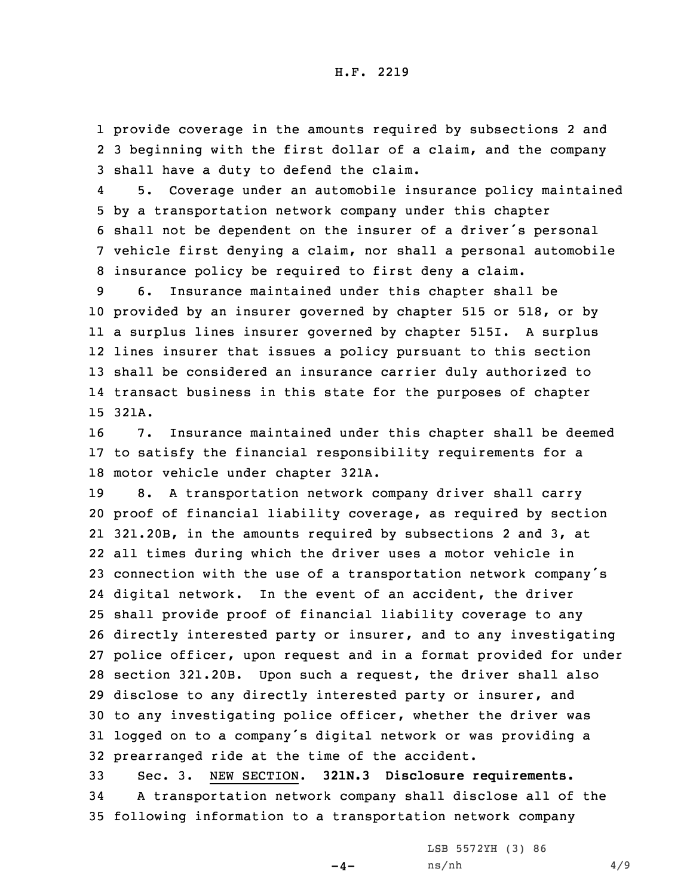provide coverage in the amounts required by subsections 2 and 3 beginning with the first dollar of a claim, and the company shall have a duty to defend the claim.

5. Coverage under an automobile insurance policy maintained by a transportation network company under this chapter shall not be dependent on the insurer of a driver's personal vehicle first denying a claim, nor shall a personal automobile insurance policy be required to first deny a claim.

6. Insurance maintained under this chapter shall be provided by an insurer governed by chapter 515 or 518, or by a surplus lines insurer governed by chapter 515I. A surplus lines insurer that issues a policy pursuant to this section shall be considered an insurance carrier duly authorized to transact business in this state for the purposes of chapter 321A.

7. Insurance maintained under this chapter shall be deemed to satisfy the financial responsibility requirements for a motor vehicle under chapter 321A.

8. A transportation network company driver shall carry proof of financial liability coverage, as required by section 321.20B, in the amounts required by subsections 2 and 3, at all times during which the driver uses a motor vehicle in connection with the use of a transportation network company's digital network. In the event of an accident, the driver shall provide proof of financial liability coverage to any directly interested party or insurer, and to any investigating police officer, upon request and in a format provided for under section 321.20B. Upon such a request, the driver shall also disclose to any directly interested party or insurer, and to any investigating police officer, whether the driver was logged on to a company's digital network or was providing a prearranged ride at the time of the accident.

Sec. 3. NEW SECTION. **321N.3 Disclosure requirements.**

A transportation network company shall disclose all of the following information to a transportation network company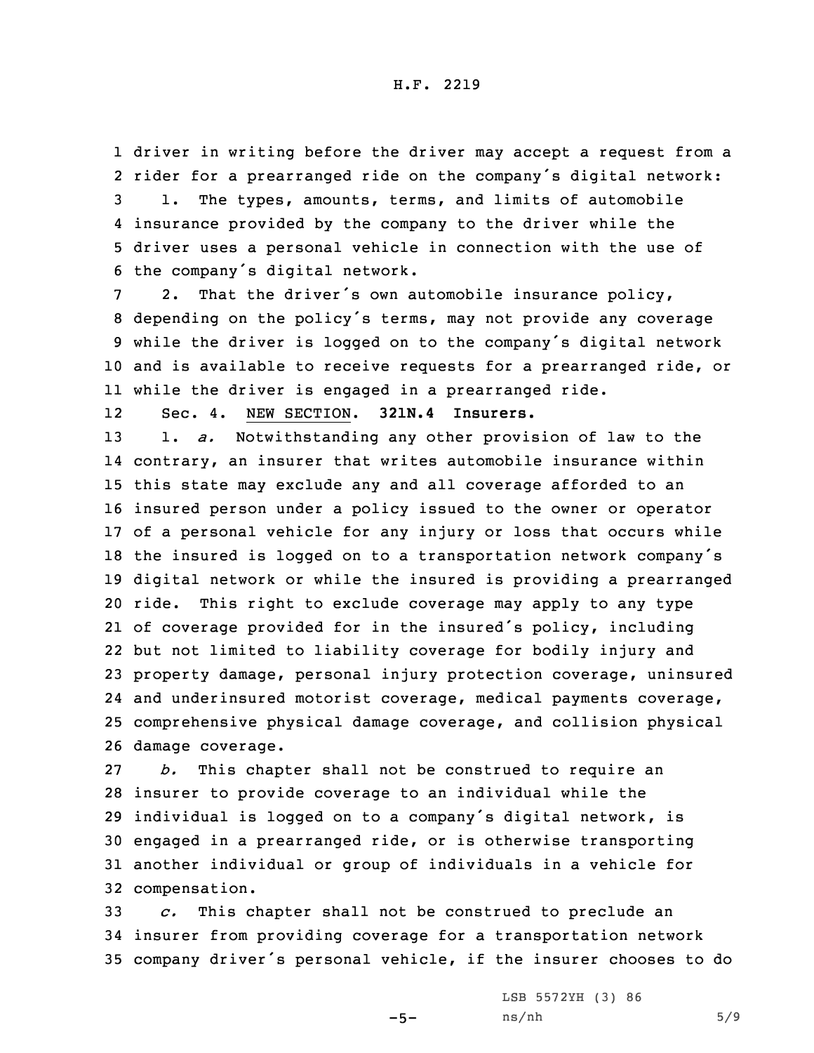driver in writing before the driver may accept a request from a rider for a prearranged ride on the company's digital network:

1. The types, amounts, terms, and limits of automobile insurance provided by the company to the driver while the driver uses a personal vehicle in connection with the use of the company's digital network.

2. That the driver's own automobile insurance policy, depending on the policy's terms, may not provide any coverage while the driver is logged on to the company's digital network and is available to receive requests for a prearranged ride, or while the driver is engaged in a prearranged ride.

Sec. 4. NEW SECTION. **321N.4 Insurers.**

1. *a.* Notwithstanding any other provision of law to the contrary, an insurer that writes automobile insurance within this state may exclude any and all coverage afforded to an insured person under a policy issued to the owner or operator of a personal vehicle for any injury or loss that occurs while the insured is logged on to a transportation network company's digital network or while the insured is providing a prearranged ride. This right to exclude coverage may apply to any type of coverage provided for in the insured's policy, including but not limited to liability coverage for bodily injury and property damage, personal injury protection coverage, uninsured and underinsured motorist coverage, medical payments coverage, comprehensive physical damage coverage, and collision physical damage coverage.

*b.* This chapter shall not be construed to require an insurer to provide coverage to an individual while the individual is logged on to a company's digital network, is engaged in a prearranged ride, or is otherwise transporting another individual or group of individuals in a vehicle for compensation.

*c.* This chapter shall not be construed to preclude an insurer from providing coverage for a transportation network company driver's personal vehicle, if the insurer chooses to do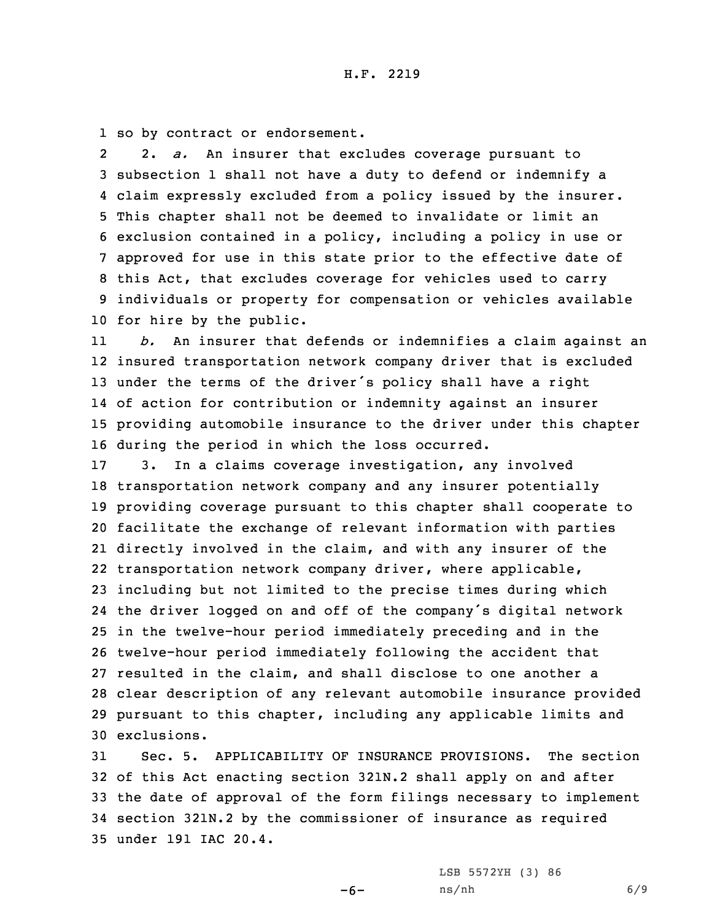so by contract or endorsement.

2. *a.* An insurer that excludes coverage pursuant to subsection 1 shall not have a duty to defend or indemnify a claim expressly excluded from a policy issued by the insurer. This chapter shall not be deemed to invalidate or limit an exclusion contained in a policy, including a policy in use or approved for use in this state prior to the effective date of this Act, that excludes coverage for vehicles used to carry individuals or property for compensation or vehicles available for hire by the public.

*b.* An insurer that defends or indemnifies a claim against an insured transportation network company driver that is excluded under the terms of the driver's policy shall have a right of action for contribution or indemnity against an insurer providing automobile insurance to the driver under this chapter during the period in which the loss occurred.

3. In a claims coverage investigation, any involved transportation network company and any insurer potentially providing coverage pursuant to this chapter shall cooperate to facilitate the exchange of relevant information with parties directly involved in the claim, and with any insurer of the transportation network company driver, where applicable, including but not limited to the precise times during which the driver logged on and off of the company's digital network in the twelve-hour period immediately preceding and in the twelve-hour period immediately following the accident that resulted in the claim, and shall disclose to one another a clear description of any relevant automobile insurance provided pursuant to this chapter, including any applicable limits and exclusions.

Sec. 5. APPLICABILITY OF INSURANCE PROVISIONS. The section of this Act enacting section 321N.2 shall apply on and after the date of approval of the form filings necessary to implement section 321N.2 by the commissioner of insurance as required under 191 IAC 20.4.

LSB 5572YH (3) 86
ns/nh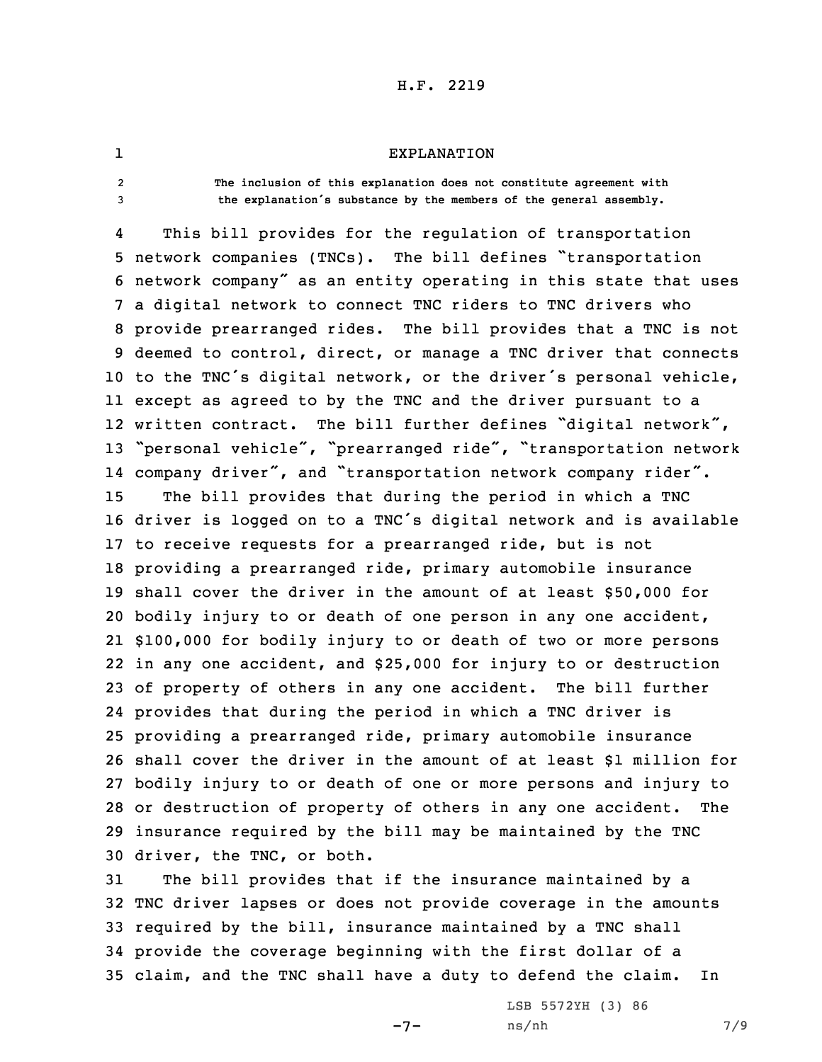# EXPLANATION

The inclusion of this explanation does not constitute agreement with the explanation's substance by the members of the general assembly.

This bill provides for the regulation of transportation network companies (TNCs). The bill defines "transportation network company" as an entity operating in this state that uses a digital network to connect TNC riders to TNC drivers who provide prearranged rides. The bill provides that a TNC is not deemed to control, direct, or manage a TNC driver that connects to the TNC's digital network, or the driver's personal vehicle, except as agreed to by the TNC and the driver pursuant to a written contract. The bill further defines "digital network", "personal vehicle", "prearranged ride", "transportation network company driver", and "transportation network company rider".

The bill provides that during the period in which a TNC driver is logged on to a TNC's digital network and is available to receive requests for a prearranged ride, but is not providing a prearranged ride, primary automobile insurance shall cover the driver in the amount of at least $50,000 for bodily injury to or death of one person in any one accident, $100,000 for bodily injury to or death of two or more persons in any one accident, and $25,000 for injury to or destruction of property of others in any one accident. The bill further provides that during the period in which a TNC driver is providing a prearranged ride, primary automobile insurance shall cover the driver in the amount of at least $1 million for bodily injury to or death of one or more persons and injury to or destruction of property of others in any one accident. The insurance required by the bill may be maintained by the TNC driver, the TNC, or both.

The bill provides that if the insurance maintained by a TNC driver lapses or does not provide coverage in the amounts required by the bill, insurance maintained by a TNC shall provide the coverage beginning with the first dollar of a claim, and the TNC shall have a duty to defend the claim. In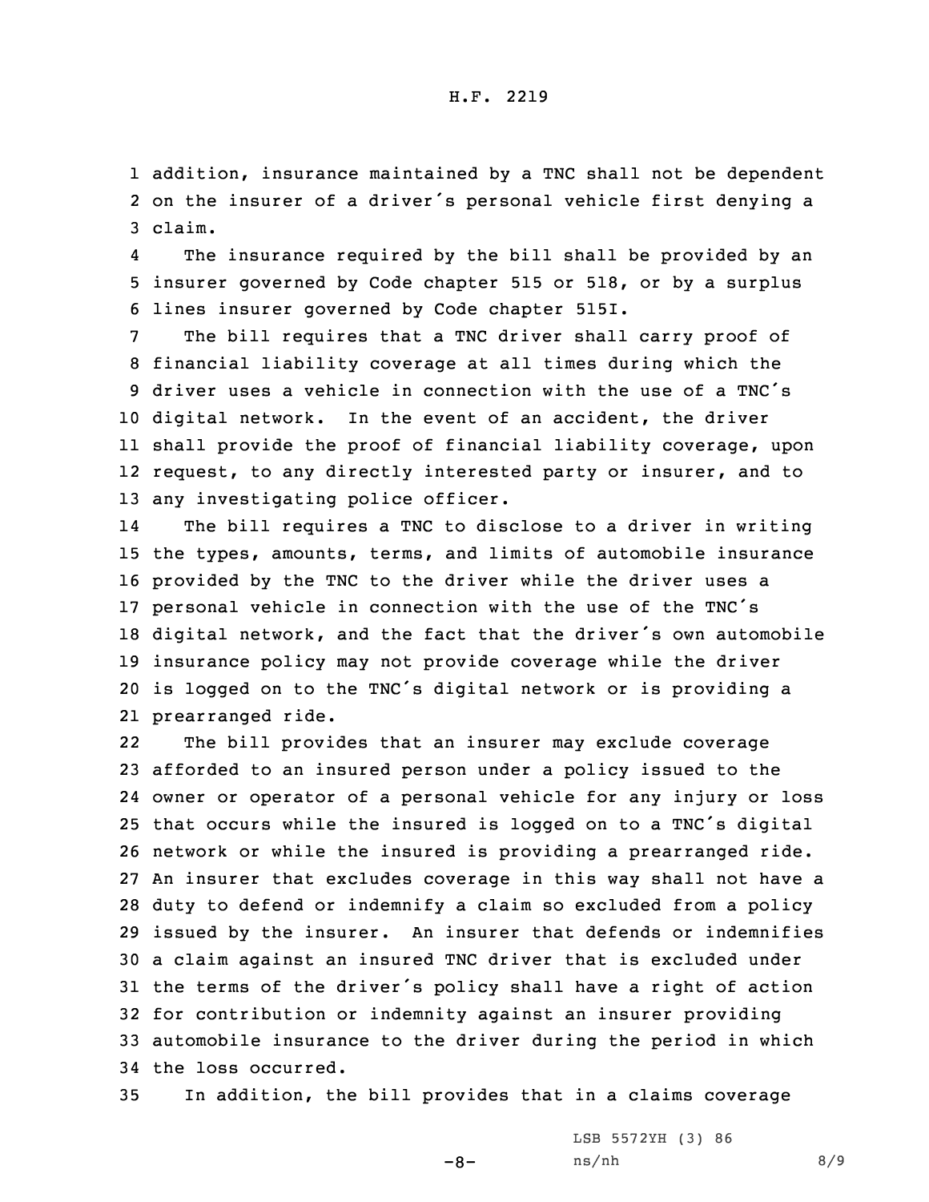addition, insurance maintained by a TNC shall not be dependent on the insurer of a driver's personal vehicle first denying a claim.

The insurance required by the bill shall be provided by an insurer governed by Code chapter 515 or 518, or by a surplus lines insurer governed by Code chapter 515I.

The bill requires that a TNC driver shall carry proof of financial liability coverage at all times during which the driver uses a vehicle in connection with the use of a TNC's digital network. In the event of an accident, the driver shall provide the proof of financial liability coverage, upon request, to any directly interested party or insurer, and to any investigating police officer.

The bill requires a TNC to disclose to a driver in writing the types, amounts, terms, and limits of automobile insurance provided by the TNC to the driver while the driver uses a personal vehicle in connection with the use of the TNC's digital network, and the fact that the driver's own automobile insurance policy may not provide coverage while the driver is logged on to the TNC's digital network or is providing a prearranged ride.

The bill provides that an insurer may exclude coverage afforded to an insured person under a policy issued to the owner or operator of a personal vehicle for any injury or loss that occurs while the insured is logged on to a TNC's digital network or while the insured is providing a prearranged ride. An insurer that excludes coverage in this way shall not have a duty to defend or indemnify a claim so excluded from a policy issued by the insurer. An insurer that defends or indemnifies a claim against an insured TNC driver that is excluded under the terms of the driver's policy shall have a right of action for contribution or indemnity against an insurer providing automobile insurance to the driver during the period in which the loss occurred.

In addition, the bill provides that in a claims coverage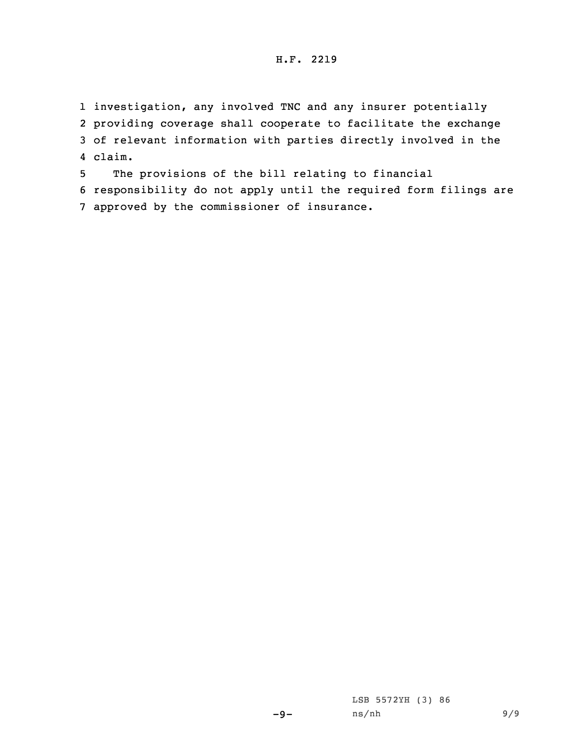investigation, any involved TNC and any insurer potentially providing coverage shall cooperate to facilitate the exchange of relevant information with parties directly involved in the claim.

The provisions of the bill relating to financial responsibility do not apply until the required form filings are approved by the commissioner of insurance.